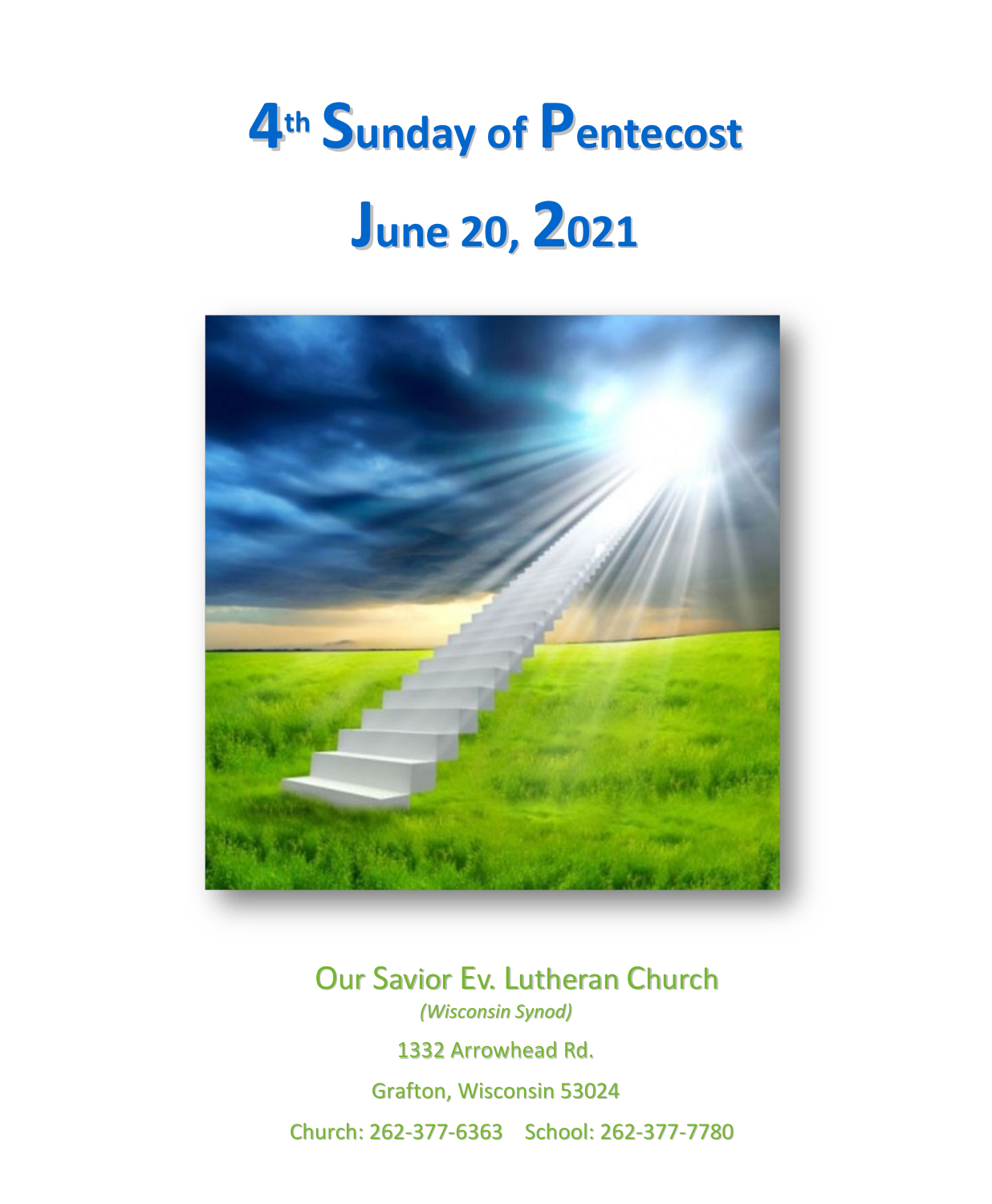# 4th Sunday of Pentecost

# June 20, 2021

Our Savior Ev. Lutheran Church

*(Wisconsin Synod)*

1332 Arrowhead Rd.

Grafton, Wisconsin 53024

Church: 262-377-6363    School: 262-377-7780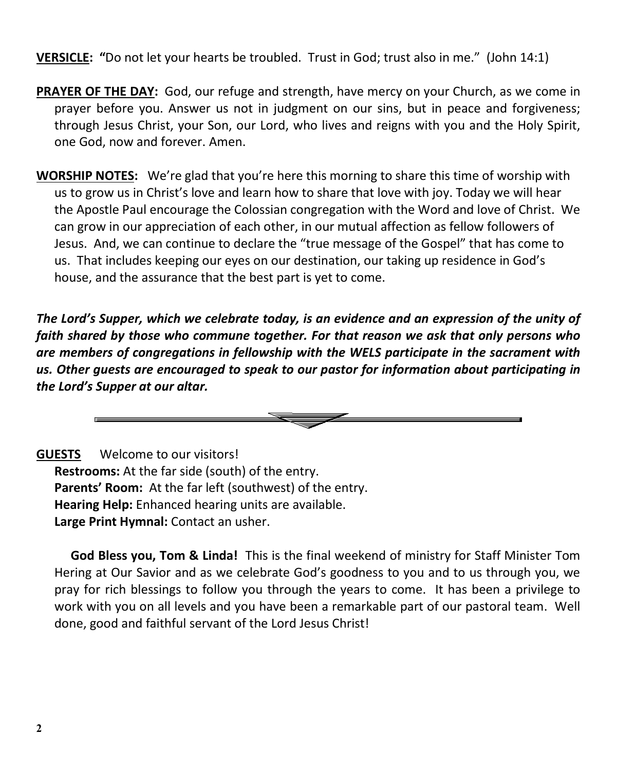**VERSICLE:** **"**Do not let your hearts be troubled. Trust in God; trust also in me." (John 14:1)

**PRAYER OF THE DAY:** God, our refuge and strength, have mercy on your Church, as we come in prayer before you. Answer us not in judgment on our sins, but in peace and forgiveness; through Jesus Christ, your Son, our Lord, who lives and reigns with you and the Holy Spirit, one God, now and forever. Amen.

**WORSHIP NOTES:** We're glad that you're here this morning to share this time of worship with us to grow us in Christ's love and learn how to share that love with joy. Today we will hear the Apostle Paul encourage the Colossian congregation with the Word and love of Christ. We can grow in our appreciation of each other, in our mutual affection as fellow followers of Jesus. And, we can continue to declare the "true message of the Gospel" that has come to us. That includes keeping our eyes on our destination, our taking up residence in God's house, and the assurance that the best part is yet to come.

***The Lord's Supper, which we celebrate today, is an evidence and an expression of the unity of faith shared by those who commune together. For that reason we ask that only persons who are members of congregations in fellowship with the WELS participate in the sacrament with us. Other guests are encouraged to speak to our pastor for information about participating in the Lord's Supper at our altar.***

---

**GUESTS** Welcome to our visitors!

**Restrooms:** At the far side (south) of the entry.
**Parents' Room:** At the far left (southwest) of the entry.
**Hearing Help:** Enhanced hearing units are available.
**Large Print Hymnal:** Contact an usher.

**God Bless you, Tom & Linda!** This is the final weekend of ministry for Staff Minister Tom Hering at Our Savior and as we celebrate God's goodness to you and to us through you, we pray for rich blessings to follow you through the years to come. It has been a privilege to work with you on all levels and you have been a remarkable part of our pastoral team. Well done, good and faithful servant of the Lord Jesus Christ!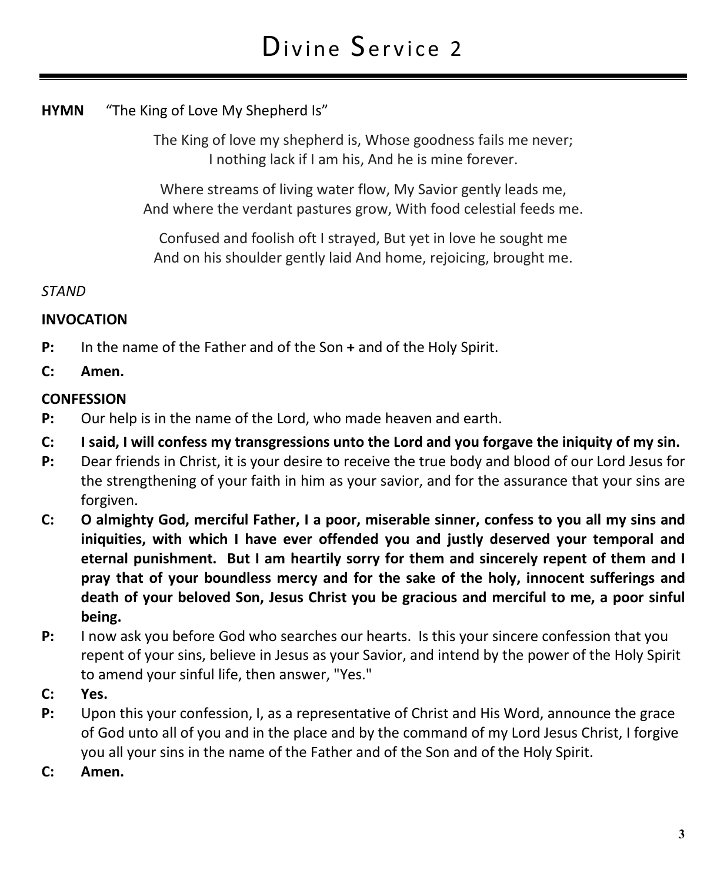# Divine Service 2

**HYMN** "The King of Love My Shepherd Is"

The King of love my shepherd is, Whose goodness fails me never;
I nothing lack if I am his, And he is mine forever.

Where streams of living water flow, My Savior gently leads me,
And where the verdant pastures grow, With food celestial feeds me.

Confused and foolish oft I strayed, But yet in love he sought me
And on his shoulder gently laid And home, rejoicing, brought me.

*STAND*

**INVOCATION**

**P:** In the name of the Father and of the Son **+** and of the Holy Spirit.

**C: Amen.**

**CONFESSION**

**P:** Our help is in the name of the Lord, who made heaven and earth.

**C: I said, I will confess my transgressions unto the Lord and you forgave the iniquity of my sin.**

**P:** Dear friends in Christ, it is your desire to receive the true body and blood of our Lord Jesus for the strengthening of your faith in him as your savior, and for the assurance that your sins are forgiven.

**C: O almighty God, merciful Father, I a poor, miserable sinner, confess to you all my sins and iniquities, with which I have ever offended you and justly deserved your temporal and eternal punishment. But I am heartily sorry for them and sincerely repent of them and I pray that of your boundless mercy and for the sake of the holy, innocent sufferings and death of your beloved Son, Jesus Christ you be gracious and merciful to me, a poor sinful being.**

**P:** I now ask you before God who searches our hearts. Is this your sincere confession that you repent of your sins, believe in Jesus as your Savior, and intend by the power of the Holy Spirit to amend your sinful life, then answer, "Yes."

**C: Yes.**

**P:** Upon this your confession, I, as a representative of Christ and His Word, announce the grace of God unto all of you and in the place and by the command of my Lord Jesus Christ, I forgive you all your sins in the name of the Father and of the Son and of the Holy Spirit.

**C: Amen.**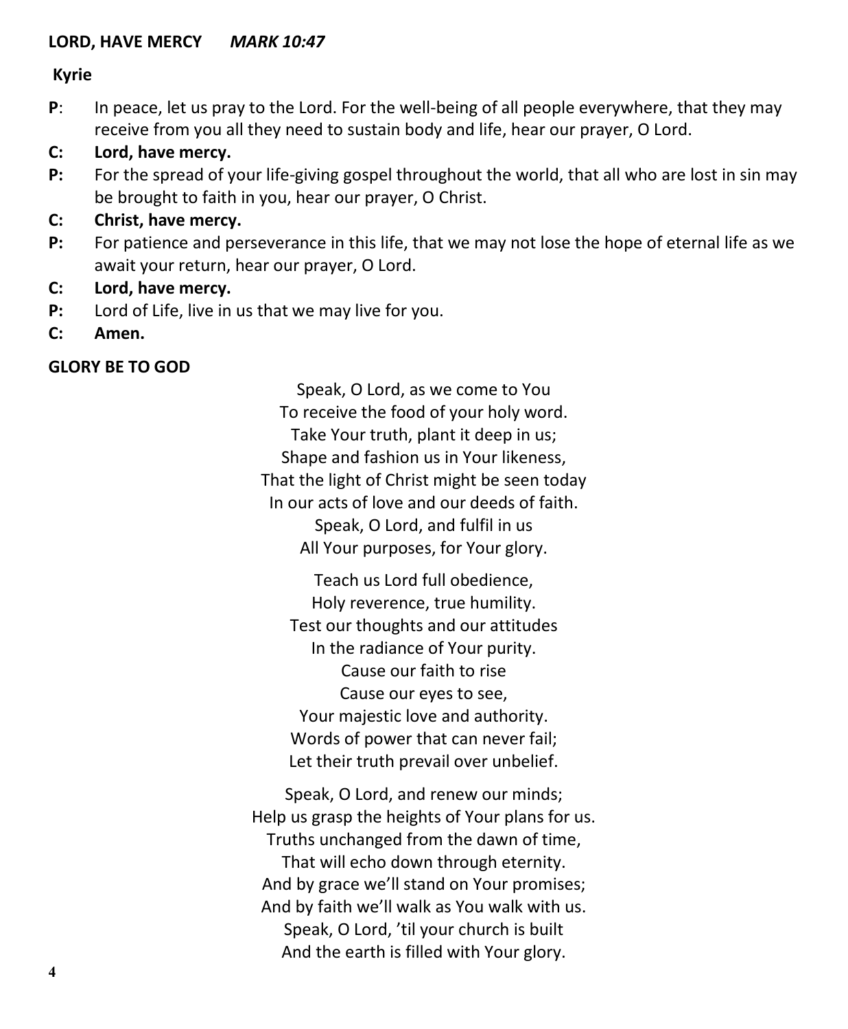**LORD, HAVE MERCY** *MARK 10:47*

**Kyrie**

**P**: In peace, let us pray to the Lord. For the well-being of all people everywhere, that they may receive from you all they need to sustain body and life, hear our prayer, O Lord.

**C: Lord, have mercy.**

**P:** For the spread of your life-giving gospel throughout the world, that all who are lost in sin may be brought to faith in you, hear our prayer, O Christ.

**C: Christ, have mercy.**

**P:** For patience and perseverance in this life, that we may not lose the hope of eternal life as we await your return, hear our prayer, O Lord.

**C: Lord, have mercy.**

**P:** Lord of Life, live in us that we may live for you.

**C: Amen.**

**GLORY BE TO GOD**

Speak, O Lord, as we come to You  
To receive the food of your holy word.  
Take Your truth, plant it deep in us;  
Shape and fashion us in Your likeness,  
That the light of Christ might be seen today  
In our acts of love and our deeds of faith.  
Speak, O Lord, and fulfil in us  
All Your purposes, for Your glory.

Teach us Lord full obedience,  
Holy reverence, true humility.  
Test our thoughts and our attitudes  
In the radiance of Your purity.  
Cause our faith to rise  
Cause our eyes to see,  
Your majestic love and authority.  
Words of power that can never fail;  
Let their truth prevail over unbelief.

Speak, O Lord, and renew our minds;  
Help us grasp the heights of Your plans for us.  
Truths unchanged from the dawn of time,  
That will echo down through eternity.  
And by grace we'll stand on Your promises;  
And by faith we'll walk as You walk with us.  
Speak, O Lord, 'til your church is built  
And the earth is filled with Your glory.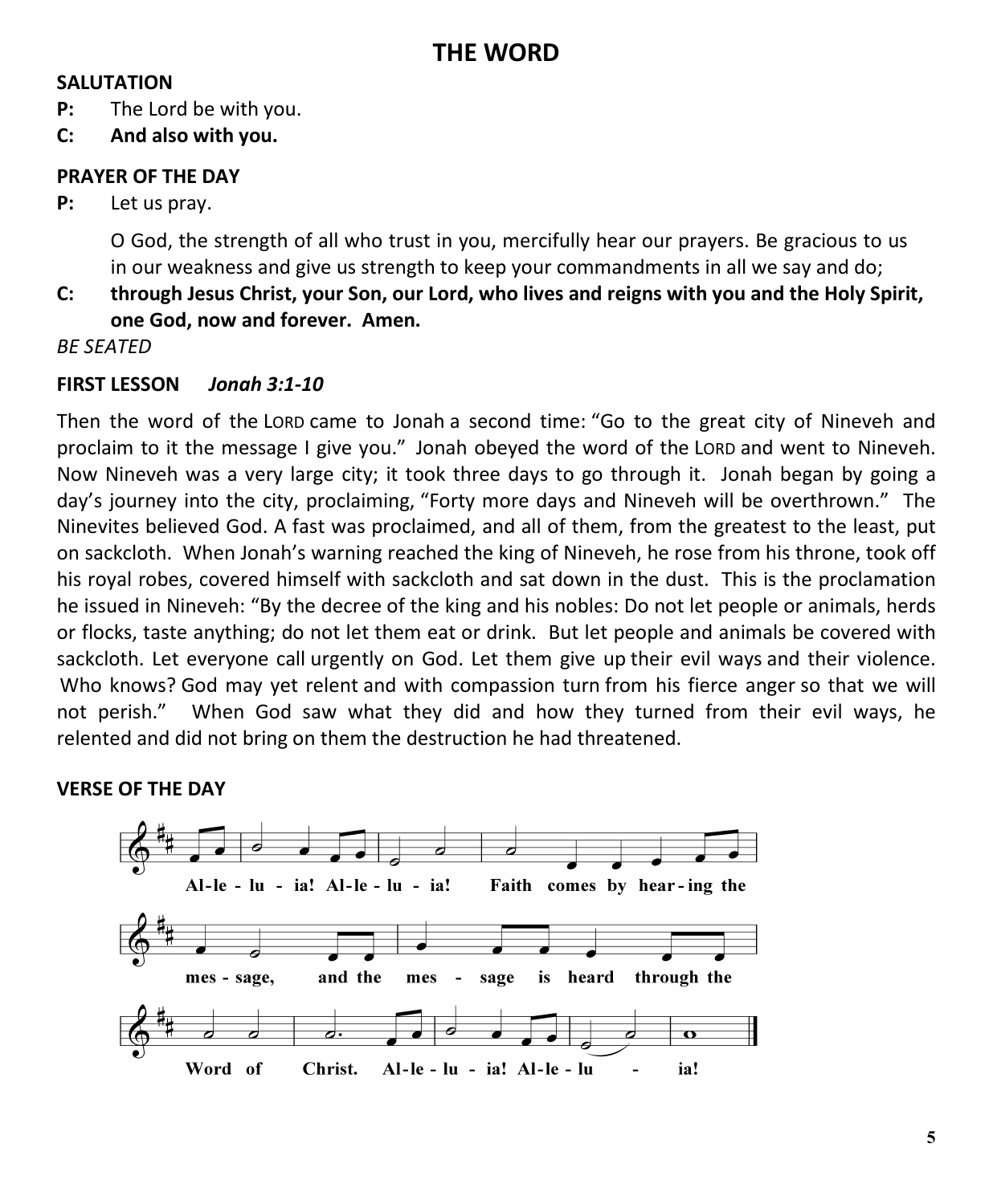# THE WORD

**SALUTATION**

**P:** The Lord be with you.

**C: And also with you.**

**PRAYER OF THE DAY**

**P:** Let us pray.

O God, the strength of all who trust in you, mercifully hear our prayers. Be gracious to us in our weakness and give us strength to keep your commandments in all we say and do;

**C: through Jesus Christ, your Son, our Lord, who lives and reigns with you and the Holy Spirit, one God, now and forever. Amen.**

*BE SEATED*

**FIRST LESSON** ***Jonah 3:1-10***

Then the word of the LORD came to Jonah a second time: "Go to the great city of Nineveh and proclaim to it the message I give you." Jonah obeyed the word of the LORD and went to Nineveh. Now Nineveh was a very large city; it took three days to go through it. Jonah began by going a day's journey into the city, proclaiming, "Forty more days and Nineveh will be overthrown." The Ninevites believed God. A fast was proclaimed, and all of them, from the greatest to the least, put on sackcloth. When Jonah's warning reached the king of Nineveh, he rose from his throne, took off his royal robes, covered himself with sackcloth and sat down in the dust. This is the proclamation he issued in Nineveh: "By the decree of the king and his nobles: Do not let people or animals, herds or flocks, taste anything; do not let them eat or drink. But let people and animals be covered with sackcloth. Let everyone call urgently on God. Let them give up their evil ways and their violence. Who knows? God may yet relent and with compassion turn from his fierce anger so that we will not perish." When God saw what they did and how they turned from their evil ways, he relented and did not bring on them the destruction he had threatened.

**VERSE OF THE DAY**

Alleluia! Alleluia! Faith comes by hearing the message, and the message is heard through the Word of Christ. Alleluia! Alleluia!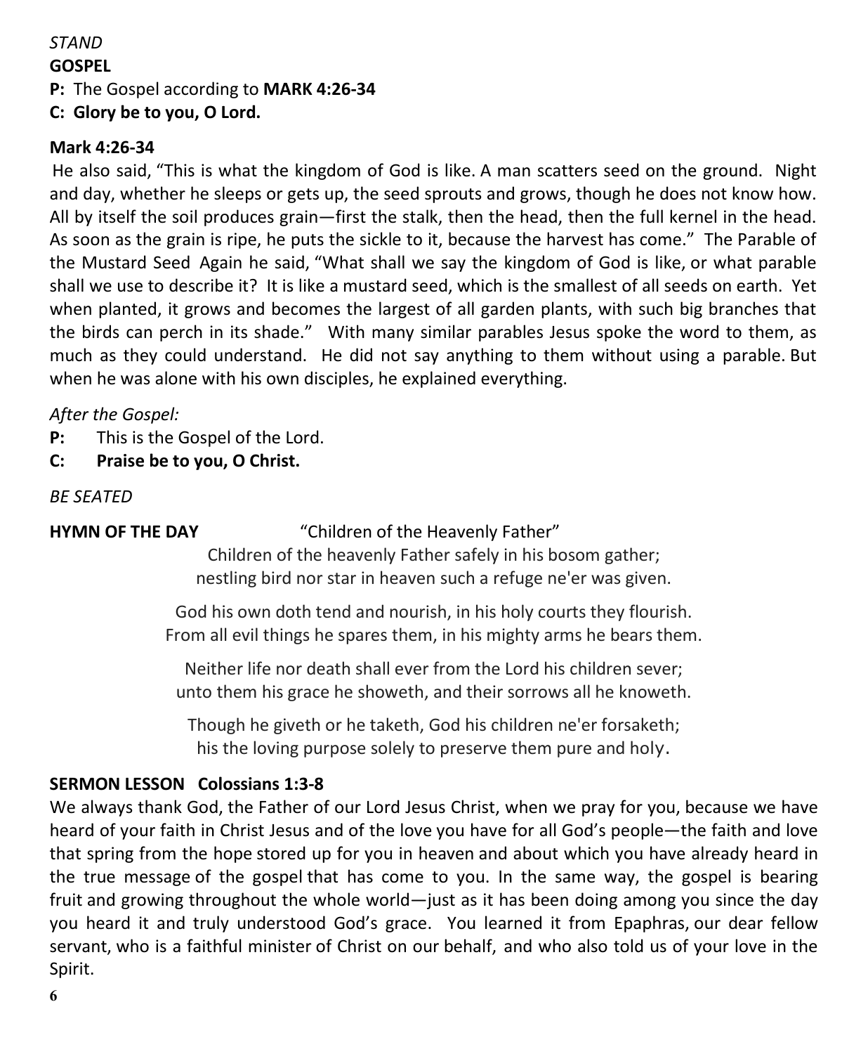*STAND*

**GOSPEL**

**P:** The Gospel according to **MARK 4:26-34**

**C: Glory be to you, O Lord.**

**Mark 4:26-34**

He also said, "This is what the kingdom of God is like. A man scatters seed on the ground. Night and day, whether he sleeps or gets up, the seed sprouts and grows, though he does not know how. All by itself the soil produces grain—first the stalk, then the head, then the full kernel in the head. As soon as the grain is ripe, he puts the sickle to it, because the harvest has come." The Parable of the Mustard Seed Again he said, "What shall we say the kingdom of God is like, or what parable shall we use to describe it? It is like a mustard seed, which is the smallest of all seeds on earth. Yet when planted, it grows and becomes the largest of all garden plants, with such big branches that the birds can perch in its shade." With many similar parables Jesus spoke the word to them, as much as they could understand. He did not say anything to them without using a parable. But when he was alone with his own disciples, he explained everything.

*After the Gospel:*

**P:** This is the Gospel of the Lord.

**C: Praise be to you, O Christ.**

*BE SEATED*

**HYMN OF THE DAY** "Children of the Heavenly Father"

Children of the heavenly Father safely in his bosom gather;
nestling bird nor star in heaven such a refuge ne'er was given.

God his own doth tend and nourish, in his holy courts they flourish.
From all evil things he spares them, in his mighty arms he bears them.

Neither life nor death shall ever from the Lord his children sever;
unto them his grace he showeth, and their sorrows all he knoweth.

Though he giveth or he taketh, God his children ne'er forsaketh;
his the loving purpose solely to preserve them pure and holy.

**SERMON LESSON Colossians 1:3-8**

We always thank God, the Father of our Lord Jesus Christ, when we pray for you, because we have heard of your faith in Christ Jesus and of the love you have for all God's people—the faith and love that spring from the hope stored up for you in heaven and about which you have already heard in the true message of the gospel that has come to you. In the same way, the gospel is bearing fruit and growing throughout the whole world—just as it has been doing among you since the day you heard it and truly understood God's grace. You learned it from Epaphras, our dear fellow servant, who is a faithful minister of Christ on our behalf, and who also told us of your love in the Spirit.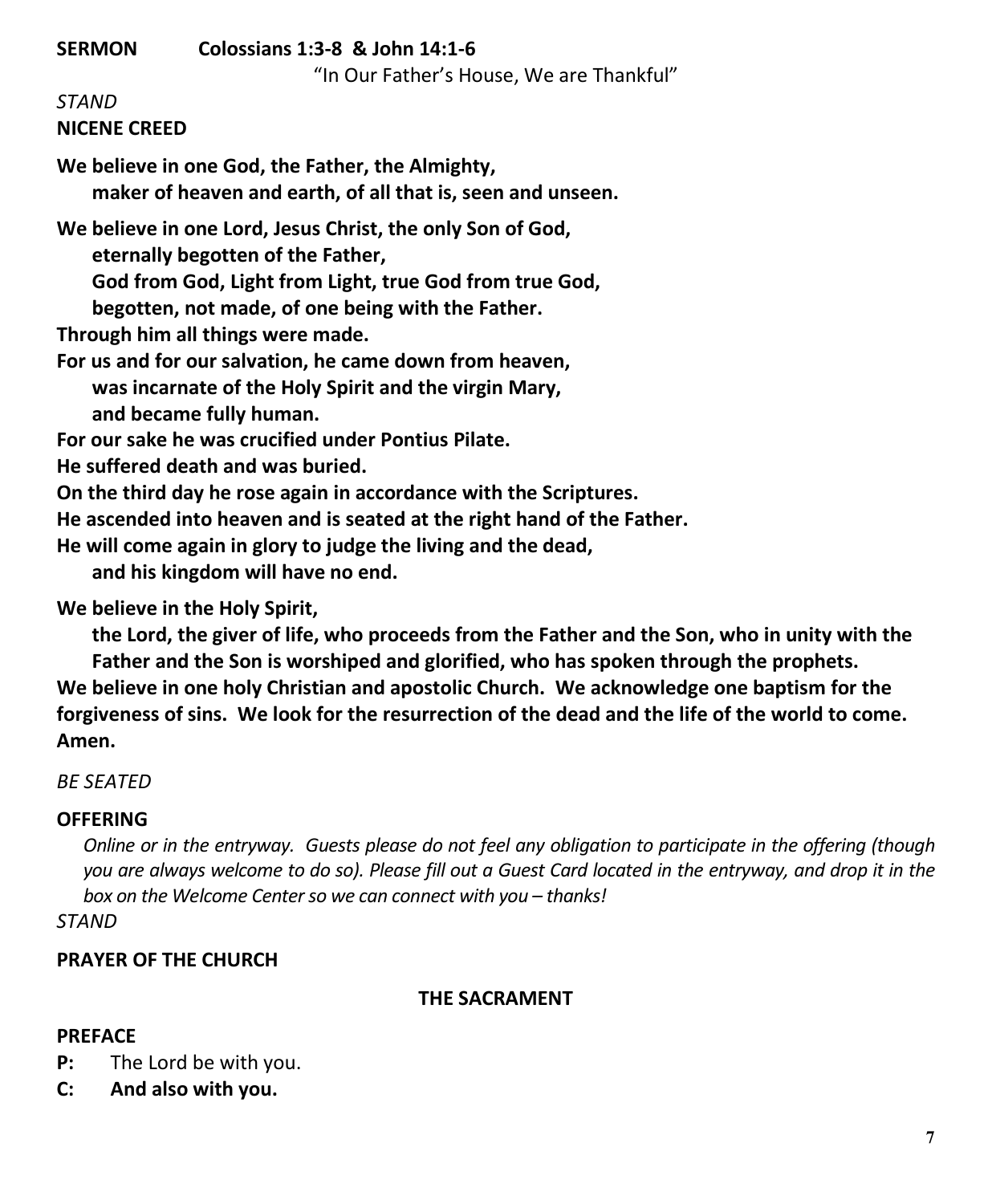**SERMON Colossians 1:3-8 & John 14:1-6**

"In Our Father's House, We are Thankful"

*STAND*

**NICENE CREED**

**We believe in one God, the Father, the Almighty,**
**maker of heaven and earth, of all that is, seen and unseen.**

**We believe in one Lord, Jesus Christ, the only Son of God,**
**eternally begotten of the Father,**
**God from God, Light from Light, true God from true God,**
**begotten, not made, of one being with the Father.**
**Through him all things were made.**
**For us and for our salvation, he came down from heaven,**
**was incarnate of the Holy Spirit and the virgin Mary,**
**and became fully human.**
**For our sake he was crucified under Pontius Pilate.**
**He suffered death and was buried.**
**On the third day he rose again in accordance with the Scriptures.**
**He ascended into heaven and is seated at the right hand of the Father.**
**He will come again in glory to judge the living and the dead,**
**and his kingdom will have no end.**

**We believe in the Holy Spirit,**
**the Lord, the giver of life, who proceeds from the Father and the Son, who in unity with the Father and the Son is worshiped and glorified, who has spoken through the prophets.**
**We believe in one holy Christian and apostolic Church. We acknowledge one baptism for the forgiveness of sins. We look for the resurrection of the dead and the life of the world to come. Amen.**

*BE SEATED*

**OFFERING**

*Online or in the entryway. Guests please do not feel any obligation to participate in the offering (though you are always welcome to do so). Please fill out a Guest Card located in the entryway, and drop it in the box on the Welcome Center so we can connect with you – thanks!*

*STAND*

**PRAYER OF THE CHURCH**

**THE SACRAMENT**

**PREFACE**

**P:** The Lord be with you.
**C: And also with you.**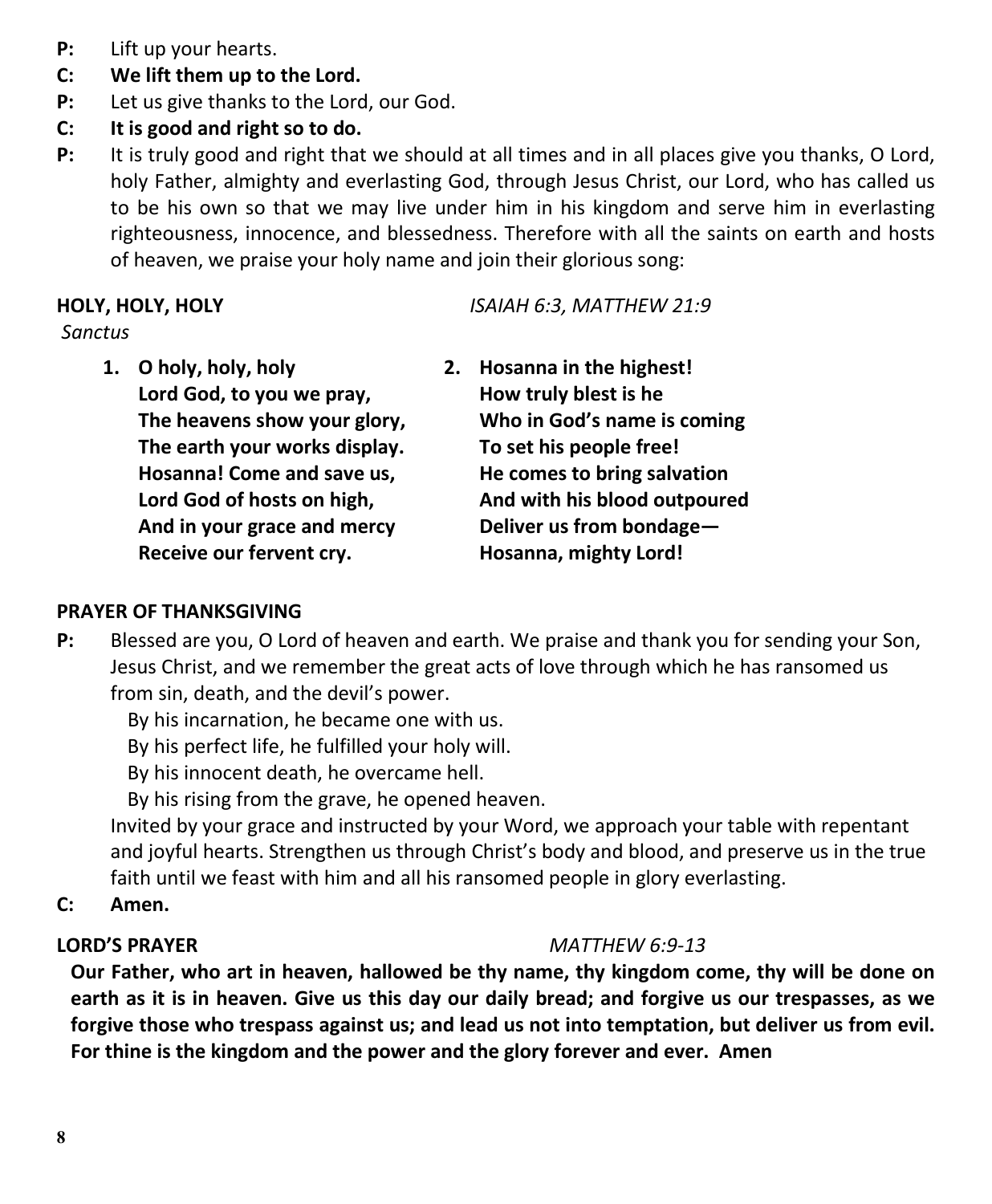**P:** Lift up your hearts.

**C: We lift them up to the Lord.**

**P:** Let us give thanks to the Lord, our God.

**C: It is good and right so to do.**

**P:** It is truly good and right that we should at all times and in all places give you thanks, O Lord, holy Father, almighty and everlasting God, through Jesus Christ, our Lord, who has called us to be his own so that we may live under him in his kingdom and serve him in everlasting righteousness, innocence, and blessedness. Therefore with all the saints on earth and hosts of heaven, we praise your holy name and join their glorious song:

**HOLY, HOLY, HOLY** *ISAIAH 6:3, MATTHEW 21:9*

*Sanctus*

1. **O holy, holy, holy**
   **Lord God, to you we pray,**
   **The heavens show your glory,**
   **The earth your works display.**
   **Hosanna! Come and save us,**
   **Lord God of hosts on high,**
   **And in your grace and mercy**
   **Receive our fervent cry.**

2. **Hosanna in the highest!**
   **How truly blest is he**
   **Who in God's name is coming**
   **To set his people free!**
   **He comes to bring salvation**
   **And with his blood outpoured**
   **Deliver us from bondage—**
   **Hosanna, mighty Lord!**

**PRAYER OF THANKSGIVING**

**P:** Blessed are you, O Lord of heaven and earth. We praise and thank you for sending your Son, Jesus Christ, and we remember the great acts of love through which he has ransomed us from sin, death, and the devil's power.

By his incarnation, he became one with us.
By his perfect life, he fulfilled your holy will.
By his innocent death, he overcame hell.
By his rising from the grave, he opened heaven.

Invited by your grace and instructed by your Word, we approach your table with repentant and joyful hearts. Strengthen us through Christ's body and blood, and preserve us in the true faith until we feast with him and all his ransomed people in glory everlasting.

**C: Amen.**

**LORD'S PRAYER** *MATTHEW 6:9-13*

**Our Father, who art in heaven, hallowed be thy name, thy kingdom come, thy will be done on earth as it is in heaven. Give us this day our daily bread; and forgive us our trespasses, as we forgive those who trespass against us; and lead us not into temptation, but deliver us from evil. For thine is the kingdom and the power and the glory forever and ever. Amen**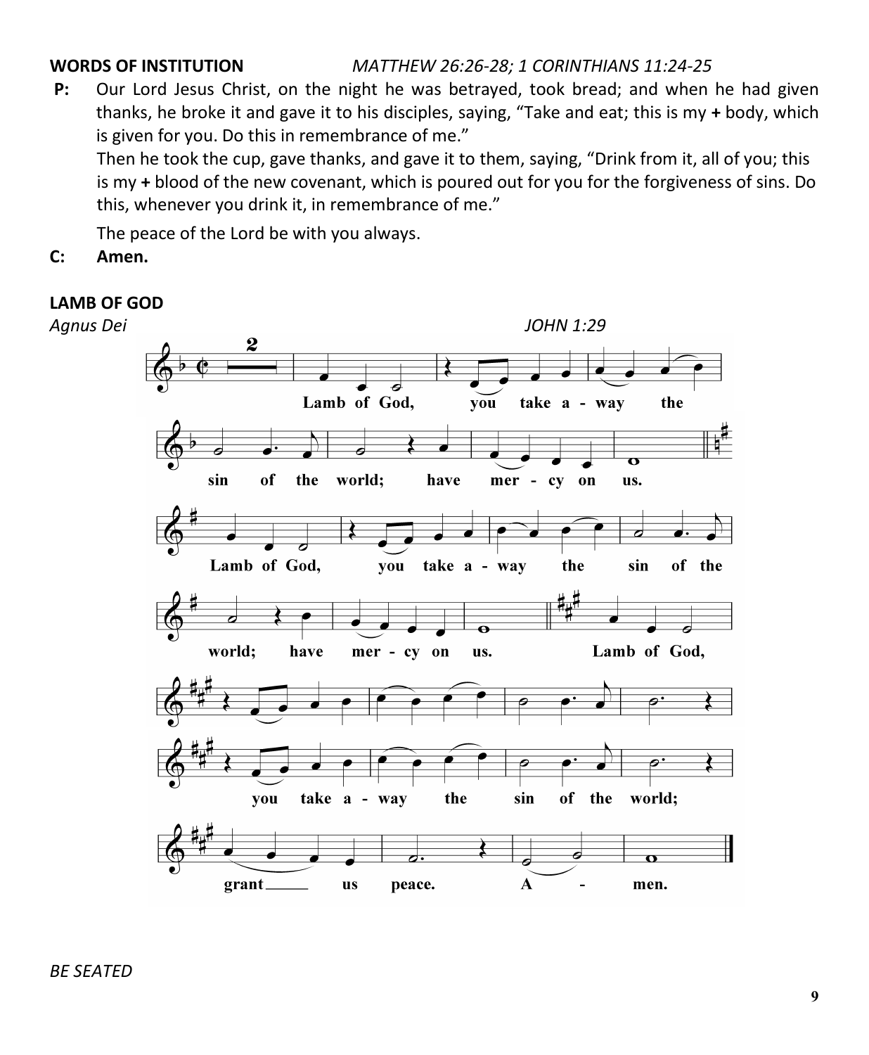**WORDS OF INSTITUTION** *MATTHEW 26:26-28; 1 CORINTHIANS 11:24-25*

**P:** Our Lord Jesus Christ, on the night he was betrayed, took bread; and when he had given thanks, he broke it and gave it to his disciples, saying, "Take and eat; this is my **+** body, which is given for you. Do this in remembrance of me."

Then he took the cup, gave thanks, and gave it to them, saying, "Drink from it, all of you; this is my **+** blood of the new covenant, which is poured out for you for the forgiveness of sins. Do this, whenever you drink it, in remembrance of me."

The peace of the Lord be with you always.

**C: Amen.**

**LAMB OF GOD**

*Agnus Dei* *JOHN 1:29*

Lamb of God, you take away the sin of the world; have mercy on us.

Lamb of God, you take away the sin of the world; have mercy on us.

Lamb of God, you take away the sin of the world; grant us peace. Amen.

*BE SEATED*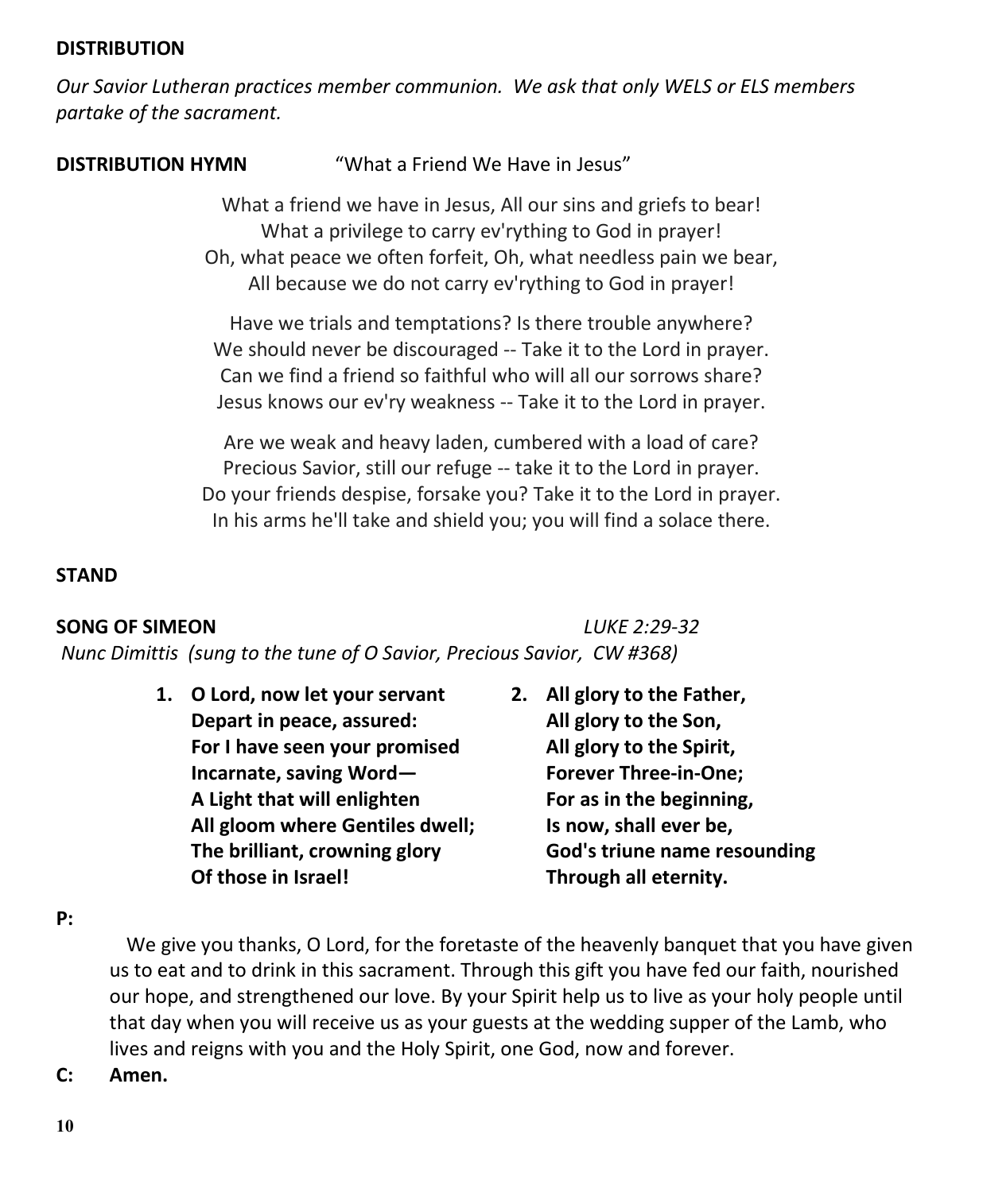**DISTRIBUTION**

*Our Savior Lutheran practices member communion. We ask that only WELS or ELS members partake of the sacrament.*

**DISTRIBUTION HYMN** "What a Friend We Have in Jesus"

What a friend we have in Jesus, All our sins and griefs to bear!
What a privilege to carry ev'rything to God in prayer!
Oh, what peace we often forfeit, Oh, what needless pain we bear,
All because we do not carry ev'rything to God in prayer!

Have we trials and temptations? Is there trouble anywhere?
We should never be discouraged -- Take it to the Lord in prayer.
Can we find a friend so faithful who will all our sorrows share?
Jesus knows our ev'ry weakness -- Take it to the Lord in prayer.

Are we weak and heavy laden, cumbered with a load of care?
Precious Savior, still our refuge -- take it to the Lord in prayer.
Do your friends despise, forsake you? Take it to the Lord in prayer.
In his arms he'll take and shield you; you will find a solace there.

**STAND**

**SONG OF SIMEON** *LUKE 2:29-32*

*Nunc Dimittis (sung to the tune of O Savior, Precious Savior, CW #368)*

1. **O Lord, now let your servant**
   **Depart in peace, assured:**
   **For I have seen your promised**
   **Incarnate, saving Word—**
   **A Light that will enlighten**
   **All gloom where Gentiles dwell;**
   **The brilliant, crowning glory**
   **Of those in Israel!**

2. **All glory to the Father,**
   **All glory to the Son,**
   **All glory to the Spirit,**
   **Forever Three-in-One;**
   **For as in the beginning,**
   **Is now, shall ever be,**
   **God's triune name resounding**
   **Through all eternity.**

**P:** We give you thanks, O Lord, for the foretaste of the heavenly banquet that you have given us to eat and to drink in this sacrament. Through this gift you have fed our faith, nourished our hope, and strengthened our love. By your Spirit help us to live as your holy people until that day when you will receive us as your guests at the wedding supper of the Lamb, who lives and reigns with you and the Holy Spirit, one God, now and forever.

**C: Amen.**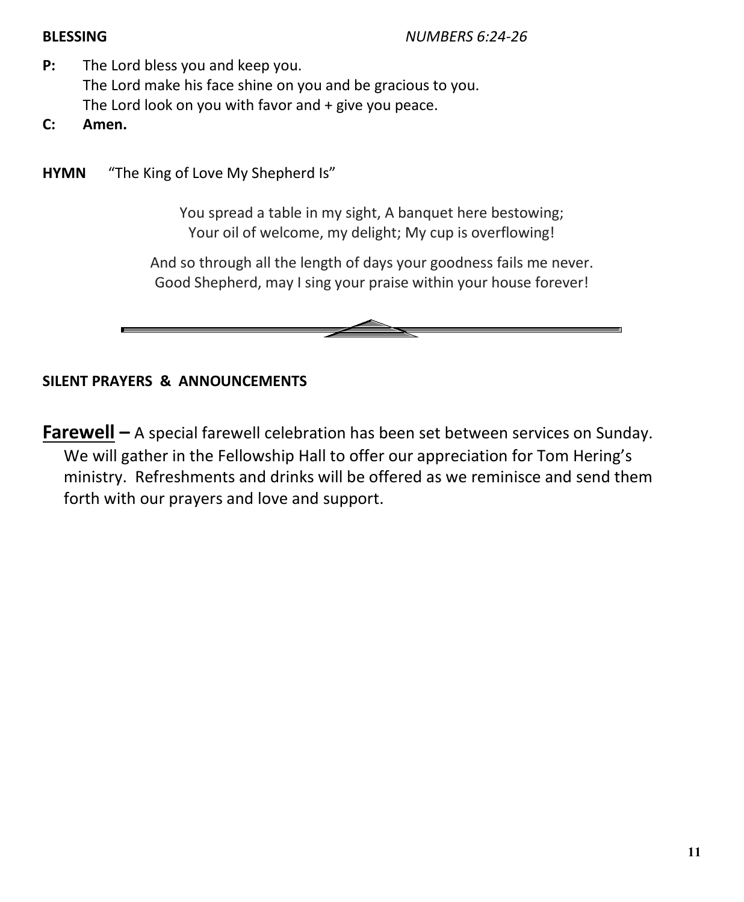**BLESSING** *NUMBERS 6:24-26*

**P:** The Lord bless you and keep you.
The Lord make his face shine on you and be gracious to you.
The Lord look on you with favor and + give you peace.

**C:** **Amen.**

**HYMN** "The King of Love My Shepherd Is"

You spread a table in my sight, A banquet here bestowing;
Your oil of welcome, my delight; My cup is overflowing!

And so through all the length of days your goodness fails me never.
Good Shepherd, may I sing your praise within your house forever!

---

**SILENT PRAYERS & ANNOUNCEMENTS**

**Farewell –** A special farewell celebration has been set between services on Sunday. We will gather in the Fellowship Hall to offer our appreciation for Tom Hering's ministry. Refreshments and drinks will be offered as we reminisce and send them forth with our prayers and love and support.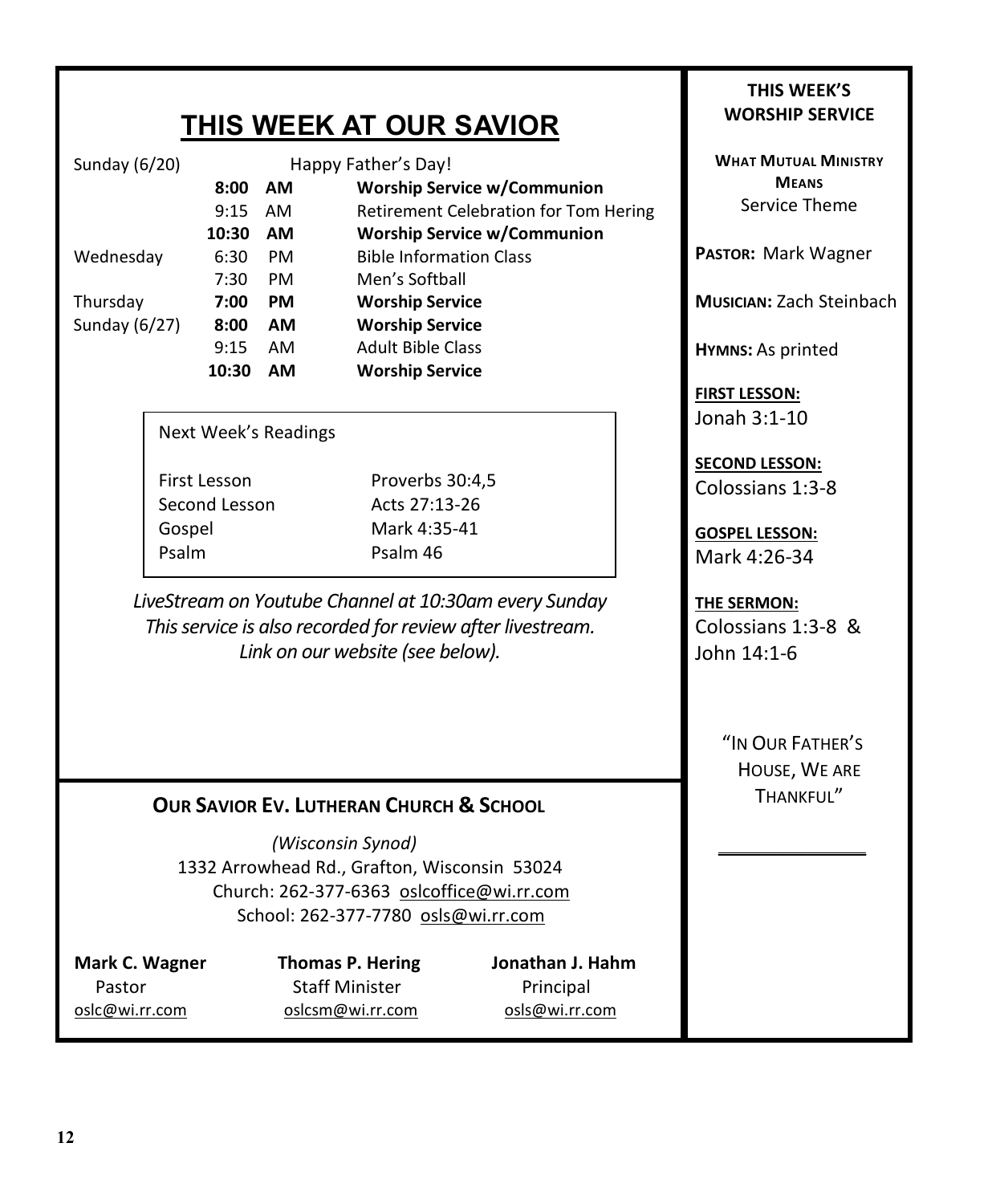# THIS WEEK AT OUR SAVIOR

| | | | |
|---|---|---|---|
| Sunday (6/20) | | | Happy Father's Day! |
| | **8:00** | **AM** | **Worship Service w/Communion** |
| | 9:15 | AM | Retirement Celebration for Tom Hering |
| | **10:30** | **AM** | **Worship Service w/Communion** |
| Wednesday | 6:30 | PM | Bible Information Class |
| | 7:30 | PM | Men's Softball |
| Thursday | **7:00** | **PM** | **Worship Service** |
| Sunday (6/27) | **8:00** | **AM** | **Worship Service** |
| | 9:15 | AM | Adult Bible Class |
| | **10:30** | **AM** | **Worship Service** |

Next Week's Readings

| | |
|---|---|
| First Lesson | Proverbs 30:4,5 |
| Second Lesson | Acts 27:13-26 |
| Gospel | Mark 4:35-41 |
| Psalm | Psalm 46 |

*LiveStream on Youtube Channel at 10:30am every Sunday*
*This service is also recorded for review after livestream.*
*Link on our website (see below).*

## OUR SAVIOR EV. LUTHERAN CHURCH & SCHOOL

*(Wisconsin Synod)*
1332 Arrowhead Rd., Grafton, Wisconsin 53024
Church: 262-377-6363 oslcoffice@wi.rr.com
School: 262-377-7780 osls@wi.rr.com

**Mark C. Wagner**
Pastor
oslc@wi.rr.com

**Thomas P. Hering**
Staff Minister
oslcsm@wi.rr.com

**Jonathan J. Hahm**
Principal
osls@wi.rr.com

## THIS WEEK'S WORSHIP SERVICE

**WHAT MUTUAL MINISTRY MEANS**
Service Theme

**PASTOR:** Mark Wagner

**MUSICIAN:** Zach Steinbach

**HYMNS:** As printed

**FIRST LESSON:**
Jonah 3:1-10

**SECOND LESSON:**
Colossians 1:3-8

**GOSPEL LESSON:**
Mark 4:26-34

**THE SERMON:**
Colossians 1:3-8 & John 14:1-6

"IN OUR FATHER'S HOUSE, WE ARE THANKFUL"